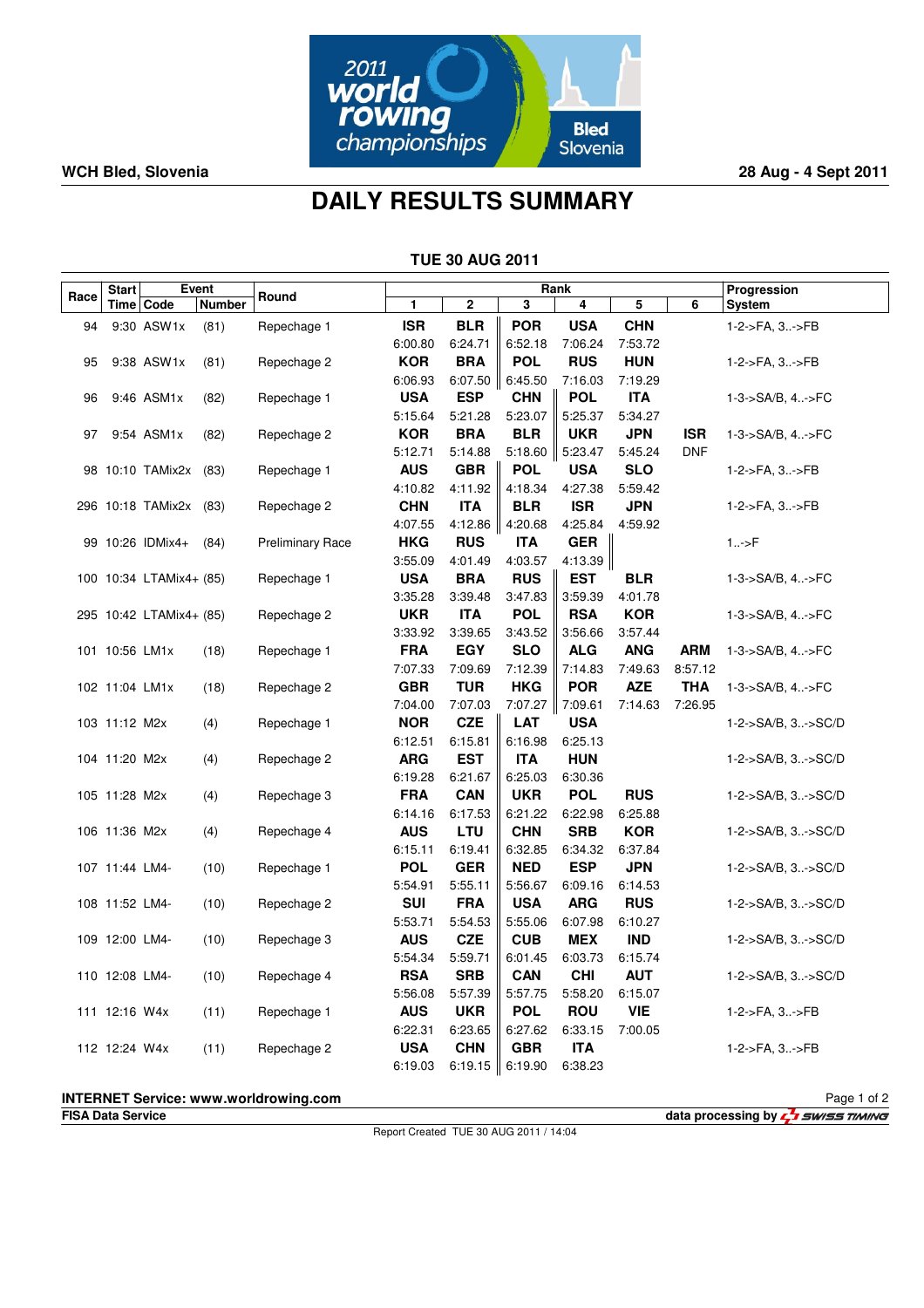WCH Bled, Slovenia

28 Aug - 4 Sept 2011

# DAILY RESULTS SUMMARY

## TUE 30 AUG 2011

| Race | Start Time | Event Code | Event Number | Round | Rank 1 | 2 | 3 | 4 | 5 | 6 | Progression System |
|---|---|---|---|---|---|---|---|---|---|---|---|
| 94 | 9:30 | ASW1x | (81) | Repechage 1 | **ISR** 6:00.80 | **BLR** 6:24.71 | **POR** 6:52.18 | **USA** 7:06.24 | **CHN** 7:53.72 | | 1-2->FA, 3..->FB |
| 95 | 9:38 | ASW1x | (81) | Repechage 2 | **KOR** 6:06.93 | **BRA** 6:07.50 | **POL** 6:45.50 | **RUS** 7:16.03 | **HUN** 7:19.29 | | 1-2->FA, 3..->FB |
| 96 | 9:46 | ASM1x | (82) | Repechage 1 | **USA** 5:15.64 | **ESP** 5:21.28 | **CHN** 5:23.07 | **POL** 5:25.37 | **ITA** 5:34.27 | | 1-3->SA/B, 4..->FC |
| 97 | 9:54 | ASM1x | (82) | Repechage 2 | **KOR** 5:12.71 | **BRA** 5:14.88 | **BLR** 5:18.60 | **UKR** 5:23.47 | **JPN** 5:45.24 | **ISR** DNF | 1-3->SA/B, 4..->FC |
| 98 | 10:10 | TAMix2x | (83) | Repechage 1 | **AUS** 4:10.82 | **GBR** 4:11.92 | **POL** 4:18.34 | **USA** 4:27.38 | **SLO** 5:59.42 | | 1-2->FA, 3..->FB |
| 296 | 10:18 | TAMix2x | (83) | Repechage 2 | **CHN** 4:07.55 | **ITA** 4:12.86 | **BLR** 4:20.68 | **ISR** 4:25.84 | **JPN** 4:59.92 | | 1-2->FA, 3..->FB |
| 99 | 10:26 | IDMix4+ | (84) | Preliminary Race | **HKG** 3:55.09 | **RUS** 4:01.49 | **ITA** 4:03.57 | **GER** 4:13.39 | | | 1..->F |
| 100 | 10:34 | LTAMix4+ | (85) | Repechage 1 | **USA** 3:35.28 | **BRA** 3:39.48 | **RUS** 3:47.83 | **EST** 3:59.39 | **BLR** 4:01.78 | | 1-3->SA/B, 4..->FC |
| 295 | 10:42 | LTAMix4+ | (85) | Repechage 2 | **UKR** 3:33.92 | **ITA** 3:39.65 | **POL** 3:43.52 | **RSA** 3:56.66 | **KOR** 3:57.44 | | 1-3->SA/B, 4..->FC |
| 101 | 10:56 | LM1x | (18) | Repechage 1 | **FRA** 7:07.33 | **EGY** 7:09.69 | **SLO** 7:12.39 | **ALG** 7:14.83 | **ANG** 7:49.63 | **ARM** 8:57.12 | 1-3->SA/B, 4..->FC |
| 102 | 11:04 | LM1x | (18) | Repechage 2 | **GBR** 7:04.00 | **TUR** 7:07.03 | **HKG** 7:07.27 | **POR** 7:09.61 | **AZE** 7:14.63 | **THA** 7:26.95 | 1-3->SA/B, 4..->FC |
| 103 | 11:12 | M2x | (4) | Repechage 1 | **NOR** 6:12.51 | **CZE** 6:15.81 | **LAT** 6:16.98 | **USA** 6:25.13 | | | 1-2->SA/B, 3..->SC/D |
| 104 | 11:20 | M2x | (4) | Repechage 2 | **ARG** 6:19.28 | **EST** 6:21.67 | **ITA** 6:25.03 | **HUN** 6:30.36 | | | 1-2->SA/B, 3..->SC/D |
| 105 | 11:28 | M2x | (4) | Repechage 3 | **FRA** 6:14.16 | **CAN** 6:17.53 | **UKR** 6:21.22 | **POL** 6:22.98 | **RUS** 6:25.88 | | 1-2->SA/B, 3..->SC/D |
| 106 | 11:36 | M2x | (4) | Repechage 4 | **AUS** 6:15.11 | **LTU** 6:19.41 | **CHN** 6:32.85 | **SRB** 6:34.32 | **KOR** 6:37.84 | | 1-2->SA/B, 3..->SC/D |
| 107 | 11:44 | LM4- | (10) | Repechage 1 | **POL** 5:54.91 | **GER** 5:55.11 | **NED** 5:56.67 | **ESP** 6:09.16 | **JPN** 6:14.53 | | 1-2->SA/B, 3..->SC/D |
| 108 | 11:52 | LM4- | (10) | Repechage 2 | **SUI** 5:53.71 | **FRA** 5:54.53 | **USA** 5:55.06 | **ARG** 6:07.98 | **RUS** 6:10.27 | | 1-2->SA/B, 3..->SC/D |
| 109 | 12:00 | LM4- | (10) | Repechage 3 | **AUS** 5:54.34 | **CZE** 5:59.71 | **CUB** 6:01.45 | **MEX** 6:03.73 | **IND** 6:15.74 | | 1-2->SA/B, 3..->SC/D |
| 110 | 12:08 | LM4- | (10) | Repechage 4 | **RSA** 5:56.08 | **SRB** 5:57.39 | **CAN** 5:57.75 | **CHI** 5:58.20 | **AUT** 6:15.07 | | 1-2->SA/B, 3..->SC/D |
| 111 | 12:16 | W4x | (11) | Repechage 1 | **AUS** 6:22.31 | **UKR** 6:23.65 | **POL** 6:27.62 | **ROU** 6:33.15 | **VIE** 7:00.05 | | 1-2->FA, 3..->FB |
| 112 | 12:24 | W4x | (11) | Repechage 2 | **USA** 6:19.03 | **CHN** 6:19.15 | **GBR** 6:19.90 | **ITA** 6:38.23 | | | 1-2->FA, 3..->FB |

**INTERNET Service: www.worldrowing.com**

**FISA Data Service**

**data processing by SWISS TIMING**

Report Created TUE 30 AUG 2011 / 14:04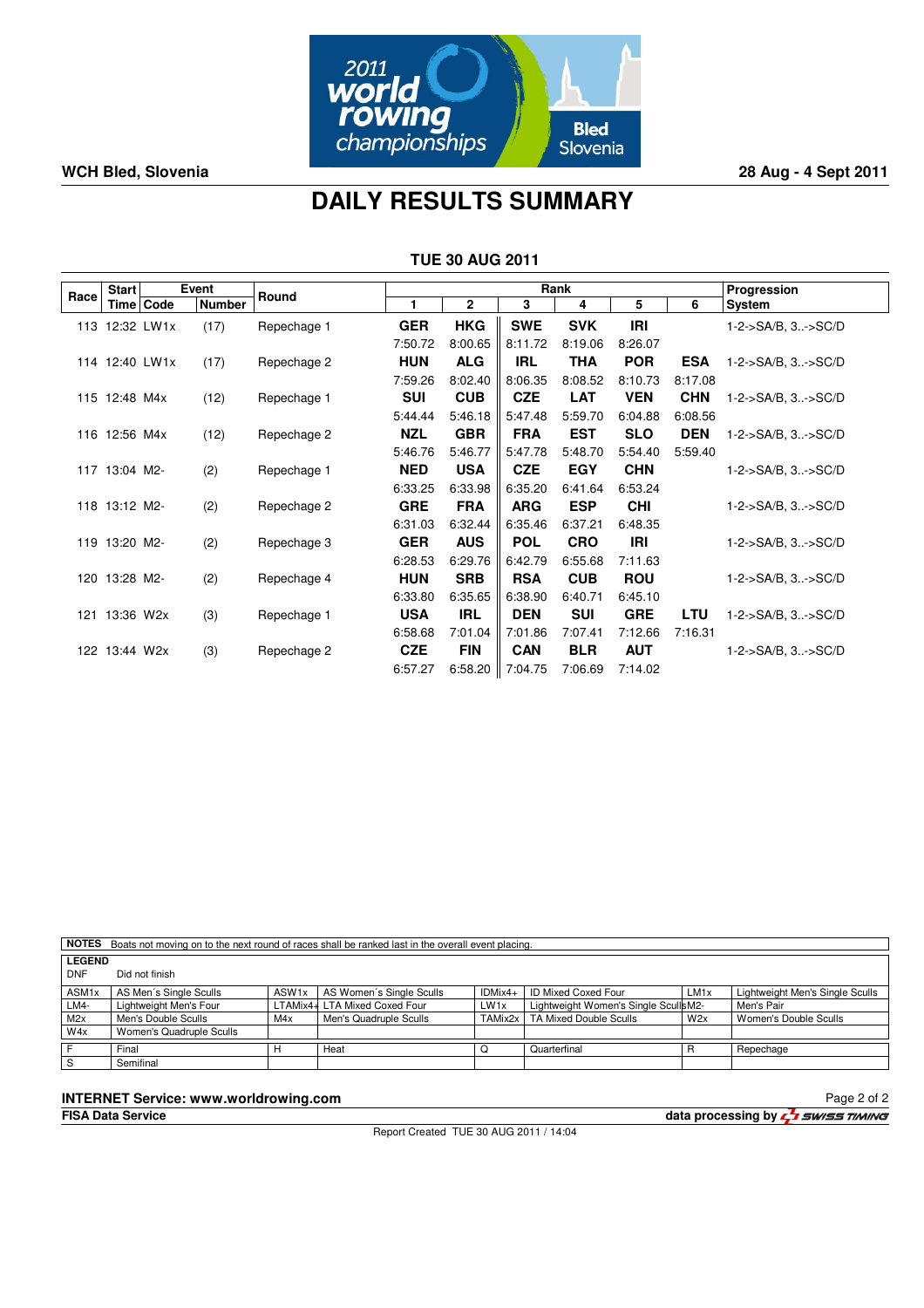WCH Bled, Slovenia

28 Aug - 4 Sept 2011

# DAILY RESULTS SUMMARY

## TUE 30 AUG 2011

| Race | Start Time | Event Code | Event Number | Round | Rank 1 | 2 | 3 | 4 | 5 | 6 | Progression System |
|---|---|---|---|---|---|---|---|---|---|---|---|
| 113 | 12:32 | LW1x | (17) | Repechage 1 | **GER** | **HKG** | **SWE** | **SVK** | **IRI** | | 1-2->SA/B, 3..->SC/D |
| | | | | | 7:50.72 | 8:00.65 | 8:11.72 | 8:19.06 | 8:26.07 | | |
| 114 | 12:40 | LW1x | (17) | Repechage 2 | **HUN** | **ALG** | **IRL** | **THA** | **POR** | **ESA** | 1-2->SA/B, 3..->SC/D |
| | | | | | 7:59.26 | 8:02.40 | 8:06.35 | 8:08.52 | 8:10.73 | 8:17.08 | |
| 115 | 12:48 | M4x | (12) | Repechage 1 | **SUI** | **CUB** | **CZE** | **LAT** | **VEN** | **CHN** | 1-2->SA/B, 3..->SC/D |
| | | | | | 5:44.44 | 5:46.18 | 5:47.48 | 5:59.70 | 6:04.88 | 6:08.56 | |
| 116 | 12:56 | M4x | (12) | Repechage 2 | **NZL** | **GBR** | **FRA** | **EST** | **SLO** | **DEN** | 1-2->SA/B, 3..->SC/D |
| | | | | | 5:46.76 | 5:46.77 | 5:47.78 | 5:48.70 | 5:54.40 | 5:59.40 | |
| 117 | 13:04 | M2- | (2) | Repechage 1 | **NED** | **USA** | **CZE** | **EGY** | **CHN** | | 1-2->SA/B, 3..->SC/D |
| | | | | | 6:33.25 | 6:33.98 | 6:35.20 | 6:41.64 | 6:53.24 | | |
| 118 | 13:12 | M2- | (2) | Repechage 2 | **GRE** | **FRA** | **ARG** | **ESP** | **CHI** | | 1-2->SA/B, 3..->SC/D |
| | | | | | 6:31.03 | 6:32.44 | 6:35.46 | 6:37.21 | 6:48.35 | | |
| 119 | 13:20 | M2- | (2) | Repechage 3 | **GER** | **AUS** | **POL** | **CRO** | **IRI** | | 1-2->SA/B, 3..->SC/D |
| | | | | | 6:28.53 | 6:29.76 | 6:42.79 | 6:55.68 | 7:11.63 | | |
| 120 | 13:28 | M2- | (2) | Repechage 4 | **HUN** | **SRB** | **RSA** | **CUB** | **ROU** | | 1-2->SA/B, 3..->SC/D |
| | | | | | 6:33.80 | 6:35.65 | 6:38.90 | 6:40.71 | 6:45.10 | | |
| 121 | 13:36 | W2x | (3) | Repechage 1 | **USA** | **IRL** | **DEN** | **SUI** | **GRE** | **LTU** | 1-2->SA/B, 3..->SC/D |
| | | | | | 6:58.68 | 7:01.04 | 7:01.86 | 7:07.41 | 7:12.66 | 7:16.31 | |
| 122 | 13:44 | W2x | (3) | Repechage 2 | **CZE** | **FIN** | **CAN** | **BLR** | **AUT** | | 1-2->SA/B, 3..->SC/D |
| | | | | | 6:57.27 | 6:58.20 | 7:04.75 | 7:06.69 | 7:14.02 | | |

**NOTES** Boats not moving on to the next round of races shall be ranked last in the overall event placing.

**LEGEND**

DNF Did not finish

| | | | | | | | |
|---|---|---|---|---|---|---|---|
| ASM1x | AS Men´s Single Sculls | ASW1x | AS Women´s Single Sculls | IDMix4+ | ID Mixed Coxed Four | LM1x | Lightweight Men's Single Sculls |
| LM4- | Lightweight Men's Four | LTAMix4+ | LTA Mixed Coxed Four | LW1x | Lightweight Women's Single Sculls | M2- | Men's Pair |
| M2x | Men's Double Sculls | M4x | Men's Quadruple Sculls | TAMix2x | TA Mixed Double Sculls | W2x | Women's Double Sculls |
| W4x | Women's Quadruple Sculls | | | | | | |
| F | Final | H | Heat | Q | Quarterfinal | R | Repechage |
| S | Semifinal | | | | | | |

**INTERNET Service: www.worldrowing.com**

**FISA Data Service**

**data processing by SWISS TIMING**

Report Created TUE 30 AUG 2011 / 14:04